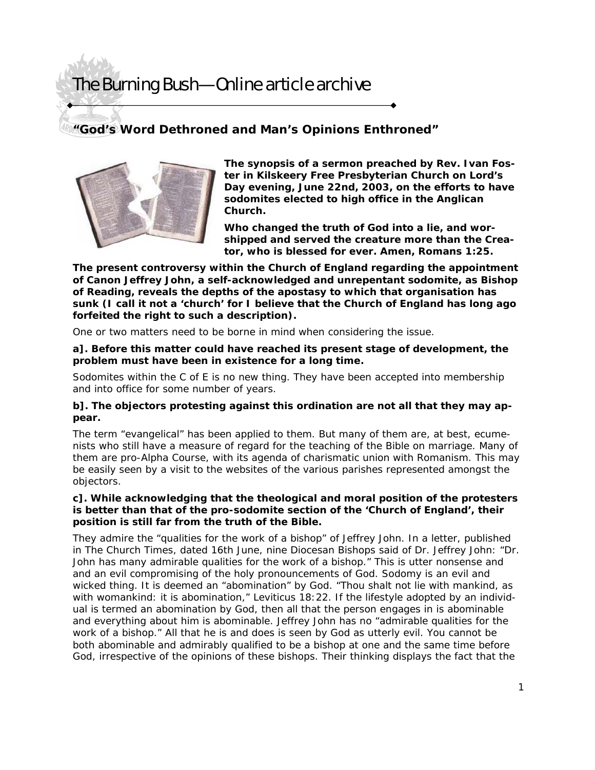# The Burning Bush—Online article archive

## "God's Word Dethroned and Man's Opinions Enthroned"

**The synopsis of a sermon preached by Rev. Ivan Foster in Kilskeery Free Presbyterian Church on Lord's Day evening, June 22nd, 2003, on the efforts to have sodomites elected to high office in the Anglican Church.**

**Who changed the truth of God into a lie, and worshipped and served the creature more than the Creator, who is blessed for ever. Amen, Romans 1:25.**

**The present controversy within the Church of England regarding the appointment of Canon Jeffrey John, a self-acknowledged and unrepentant sodomite, as Bishop of Reading, reveals the depths of the apostasy to which that organisation has sunk (I call it not a 'church' for I believe that the Church of England has long ago forfeited the right to such a description).**

One or two matters need to be borne in mind when considering the issue.

**a]. Before this matter could have reached its present stage of development, the problem must have been in existence for a long time.**

Sodomites within the C of E is no new thing. They have been accepted into membership and into office for some number of years.

**b]. The objectors protesting against this ordination are not all that they may appear.**

The term "evangelical" has been applied to them. But many of them are, at best, ecumenists who still have a measure of regard for the teaching of the Bible on marriage. Many of them are pro-Alpha Course, with its agenda of charismatic union with Romanism. This may be easily seen by a visit to the websites of the various parishes represented amongst the objectors.

**c]. While acknowledging that the theological and moral position of the protesters is better than that of the pro-sodomite section of the 'Church of England', their position is still far from the truth of the Bible.**

They admire the "qualities for the work of a bishop" of Jeffrey John. In a letter, published in The Church Times, dated 16th June, nine Diocesan Bishops said of Dr. Jeffrey John: "Dr. John has many admirable qualities for the work of a bishop." This is utter nonsense and and an evil compromising of the holy pronouncements of God. Sodomy is an evil and wicked thing. It is deemed an "abomination" by God. "Thou shalt not lie with mankind, as with womankind: it is abomination," Leviticus 18:22. If the lifestyle adopted by an individual is termed an abomination by God, then all that the person engages in is abominable and everything about him is abominable. Jeffrey John has no "admirable qualities for the work of a bishop." All that he is and does is seen by God as utterly evil. You cannot be both abominable and admirably qualified to be a bishop at one and the same time before God, irrespective of the opinions of these bishops. Their thinking displays the fact that the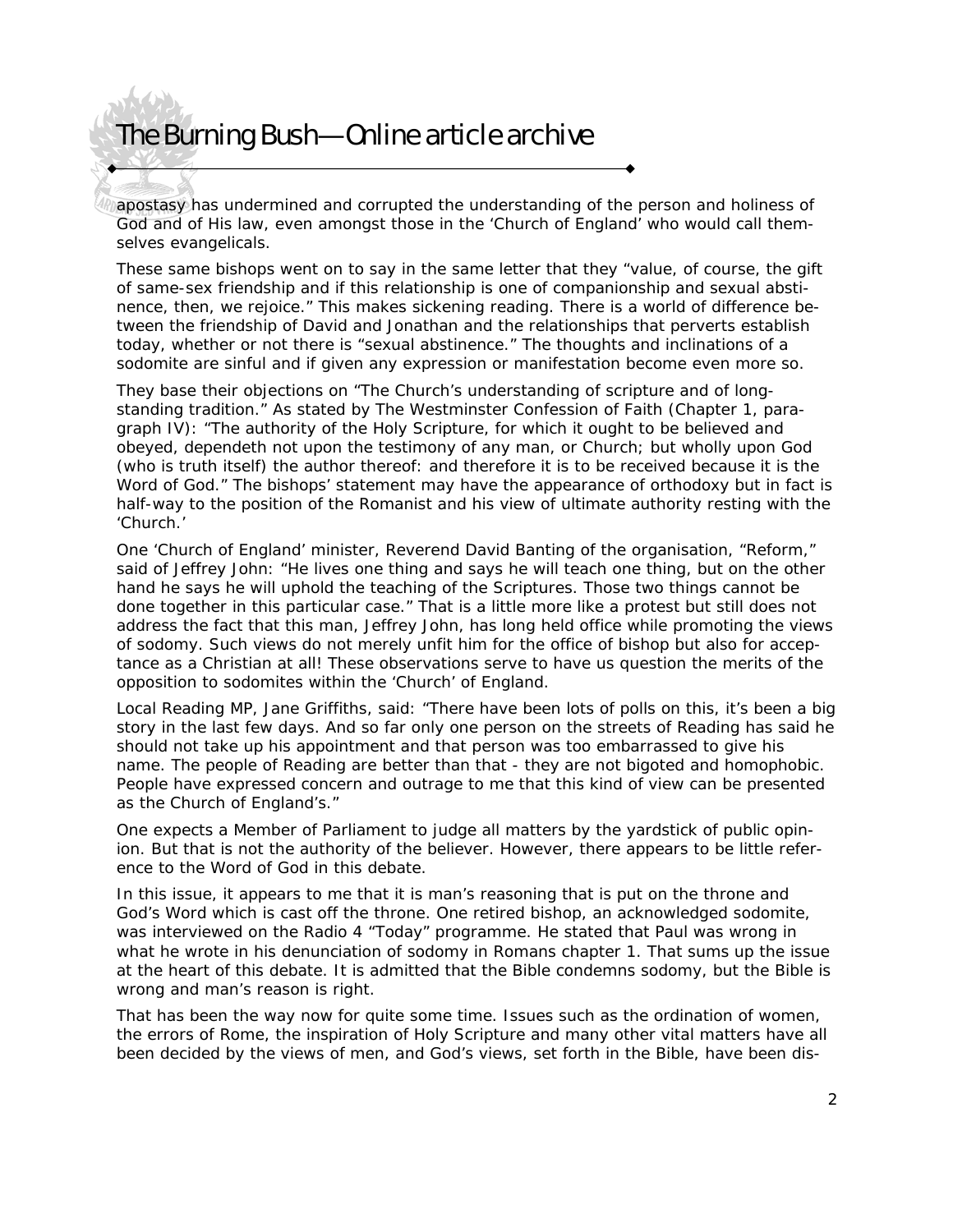apostasy has undermined and corrupted the understanding of the person and holiness of God and of His law, even amongst those in the 'Church of England' who would call themselves evangelicals.

These same bishops went on to say in the same letter that they "value, of course, the gift of same-sex friendship and if this relationship is one of companionship and sexual abstinence, then, we rejoice." This makes sickening reading. There is a world of difference between the friendship of David and Jonathan and the relationships that perverts establish today, whether or not there is "sexual abstinence." The thoughts and inclinations of a sodomite are sinful and if given any expression or manifestation become even more so.

They base their objections on "The Church's understanding of scripture and of long-standing tradition." As stated by The Westminster Confession of Faith (Chapter 1, paragraph IV): "The authority of the Holy Scripture, for which it ought to be believed and obeyed, dependeth not upon the testimony of any man, or Church; but wholly upon God (who is truth itself) the author thereof: and therefore it is to be received because it is the Word of God." The bishops' statement may have the appearance of orthodoxy but in fact is half-way to the position of the Romanist and his view of ultimate authority resting with the 'Church.'

One 'Church of England' minister, Reverend David Banting of the organisation, "Reform," said of Jeffrey John: "He lives one thing and says he will teach one thing, but on the other hand he says he will uphold the teaching of the Scriptures. Those two things cannot be done together in this particular case." That is a little more like a protest but still does not address the fact that this man, Jeffrey John, has long held office while promoting the views of sodomy. Such views do not merely unfit him for the office of bishop but also for acceptance as a Christian at all! These observations serve to have us question the merits of the opposition to sodomites within the 'Church' of England.

Local Reading MP, Jane Griffiths, said: "There have been lots of polls on this, it's been a big story in the last few days. And so far only one person on the streets of Reading has said he should not take up his appointment and that person was too embarrassed to give his name. The people of Reading are better than that - they are not bigoted and homophobic. People have expressed concern and outrage to me that this kind of view can be presented as the Church of England's."

One expects a Member of Parliament to judge all matters by the yardstick of public opinion. But that is not the authority of the believer. However, there appears to be little reference to the Word of God in this debate.

In this issue, it appears to me that it is man's reasoning that is put on the throne and God's Word which is cast off the throne. One retired bishop, an acknowledged sodomite, was interviewed on the Radio 4 "Today" programme. He stated that Paul was wrong in what he wrote in his denunciation of sodomy in Romans chapter 1. That sums up the issue at the heart of this debate. It is admitted that the Bible condemns sodomy, but the Bible is wrong and man's reason is right.

That has been the way now for quite some time. Issues such as the ordination of women, the errors of Rome, the inspiration of Holy Scripture and many other vital matters have all been decided by the views of men, and God's views, set forth in the Bible, have been dis-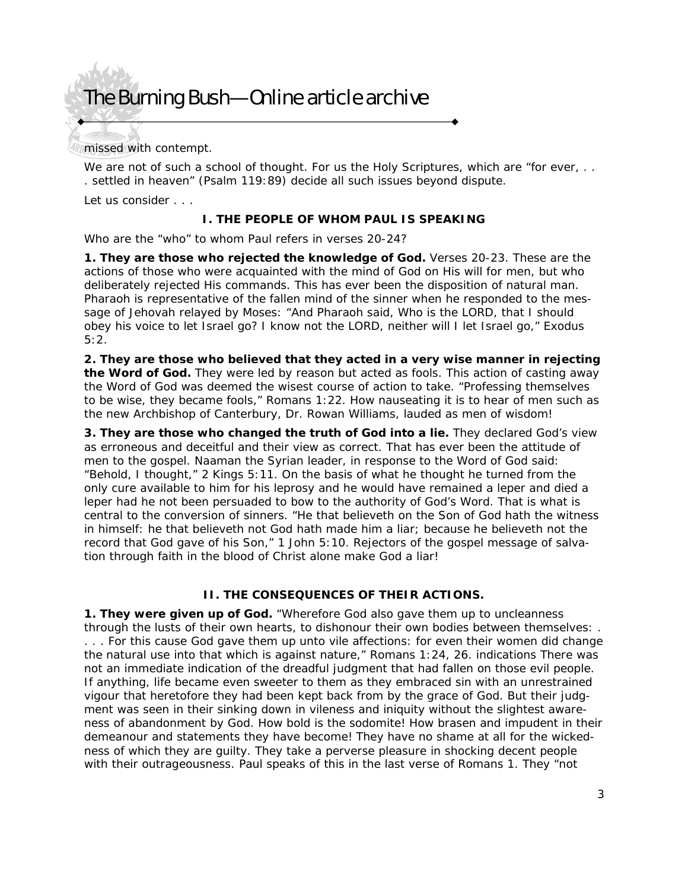missed with contempt.

We are not of such a school of thought. For us the Holy Scriptures, which are "for ever, . . . settled in heaven" (Psalm 119:89) decide all such issues beyond dispute.

Let us consider . . .

### I. THE PEOPLE OF WHOM PAUL IS SPEAKING

Who are the "who" to whom Paul refers in verses 20-24?

**1. They are those who rejected the knowledge of God.** Verses 20-23. These are the actions of those who were acquainted with the mind of God on His will for men, but who deliberately rejected His commands. This has ever been the disposition of natural man. Pharaoh is representative of the fallen mind of the sinner when he responded to the message of Jehovah relayed by Moses: "And Pharaoh said, Who is the LORD, that I should obey his voice to let Israel go? I know not the LORD, neither will I let Israel go," Exodus 5:2.

**2. They are those who believed that they acted in a very wise manner in rejecting the Word of God.** They were led by reason but acted as fools. This action of casting away the Word of God was deemed the wisest course of action to take. "Professing themselves to be wise, they became fools," Romans 1:22. How nauseating it is to hear of men such as the new Archbishop of Canterbury, Dr. Rowan Williams, lauded as men of wisdom!

**3. They are those who changed the truth of God into a lie.** They declared God's view as erroneous and deceitful and their view as correct. That has ever been the attitude of men to the gospel. Naaman the Syrian leader, in response to the Word of God said: "Behold, I thought," 2 Kings 5:11. On the basis of what he thought he turned from the only cure available to him for his leprosy and he would have remained a leper and died a leper had he not been persuaded to bow to the authority of God's Word. That is what is central to the conversion of sinners. "He that believeth on the Son of God hath the witness in himself: he that believeth not God hath made him a liar; because he believeth not the record that God gave of his Son," 1 John 5:10. Rejectors of the gospel message of salvation through faith in the blood of Christ alone make God a liar!

### II. THE CONSEQUENCES OF THEIR ACTIONS.

**1. They were given up of God.** "Wherefore God also gave them up to uncleanness through the lusts of their own hearts, to dishonour their own bodies between themselves: . . . . For this cause God gave them up unto vile affections: for even their women did change the natural use into that which is against nature," Romans 1:24, 26. indications There was not an immediate indication of the dreadful judgment that had fallen on those evil people. If anything, life became even sweeter to them as they embraced sin with an unrestrained vigour that heretofore they had been kept back from by the grace of God. But their judgment was seen in their sinking down in vileness and iniquity without the slightest awareness of abandonment by God. How bold is the sodomite! How brasen and impudent in their demeanour and statements they have become! They have no shame at all for the wickedness of which they are guilty. They take a perverse pleasure in shocking decent people with their outrageousness. Paul speaks of this in the last verse of Romans 1. They "not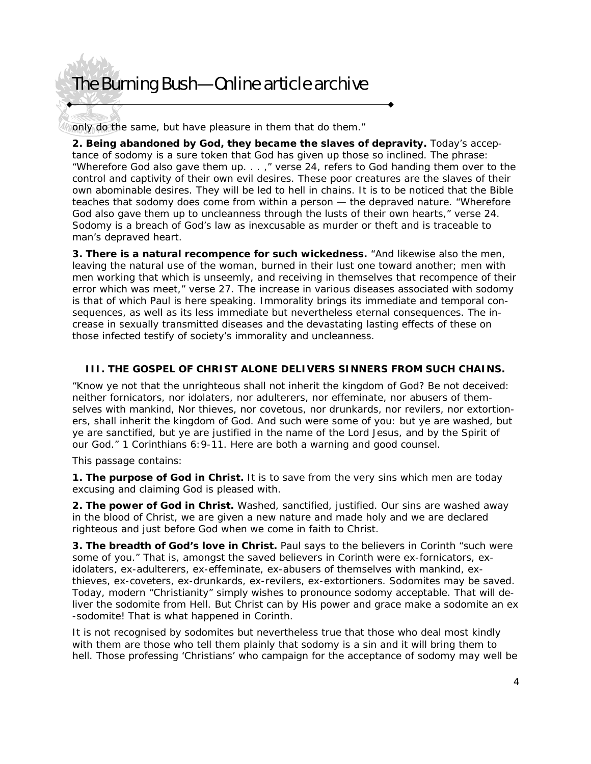only do the same, but have pleasure in them that do them."

**2. Being abandoned by God, they became the slaves of depravity.** Today's acceptance of sodomy is a sure token that God has given up those so inclined. The phrase: "Wherefore God also gave them up. . . ," verse 24, refers to God handing them over to the control and captivity of their own evil desires. These poor creatures are the slaves of their own abominable desires. They will be led to hell in chains. It is to be noticed that the Bible teaches that sodomy does come from within a person — the depraved nature. "Wherefore God also gave them up to uncleanness through the lusts of their own hearts," verse 24. Sodomy is a breach of God's law as inexcusable as murder or theft and is traceable to man's depraved heart.

**3. There is a natural recompence for such wickedness.** "And likewise also the men, leaving the natural use of the woman, burned in their lust one toward another; men with men working that which is unseemly, and receiving in themselves that recompence of their error which was meet," verse 27. The increase in various diseases associated with sodomy is that of which Paul is here speaking. Immorality brings its immediate and temporal consequences, as well as its less immediate but nevertheless eternal consequences. The increase in sexually transmitted diseases and the devastating lasting effects of these on those infected testify of society's immorality and uncleanness.

### III. THE GOSPEL OF CHRIST ALONE DELIVERS SINNERS FROM SUCH CHAINS.

"Know ye not that the unrighteous shall not inherit the kingdom of God? Be not deceived: neither fornicators, nor idolaters, nor adulterers, nor effeminate, nor abusers of themselves with mankind, Nor thieves, nor covetous, nor drunkards, nor revilers, nor extortioners, shall inherit the kingdom of God. And such were some of you: but ye are washed, but ye are sanctified, but ye are justified in the name of the Lord Jesus, and by the Spirit of our God." 1 Corinthians 6:9-11. Here are both a warning and good counsel.

This passage contains:

**1. The purpose of God in Christ.** It is to save from the very sins which men are today excusing and claiming God is pleased with.

**2. The power of God in Christ.** Washed, sanctified, justified. Our sins are washed away in the blood of Christ, we are given a new nature and made holy and we are declared righteous and just before God when we come in faith to Christ.

**3. The breadth of God's love in Christ.** Paul says to the believers in Corinth "such were some of you." That is, amongst the saved believers in Corinth were ex-fornicators, ex-idolaters, ex-adulterers, ex-effeminate, ex-abusers of themselves with mankind, ex-thieves, ex-coveters, ex-drunkards, ex-revilers, ex-extortioners. Sodomites may be saved. Today, modern "Christianity" simply wishes to pronounce sodomy acceptable. That will deliver the sodomite from Hell. But Christ can by His power and grace make a sodomite an ex-sodomite! That is what happened in Corinth.

It is not recognised by sodomites but nevertheless true that those who deal most kindly with them are those who tell them plainly that sodomy is a sin and it will bring them to hell. Those professing 'Christians' who campaign for the acceptance of sodomy may well be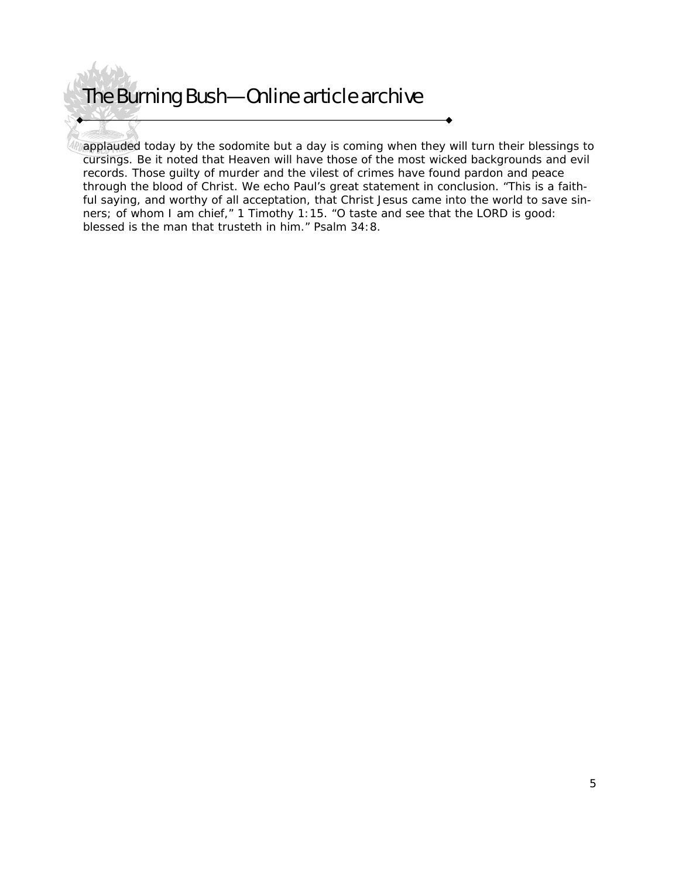applauded today by the sodomite but a day is coming when they will turn their blessings to cursings. Be it noted that Heaven will have those of the most wicked backgrounds and evil records. Those guilty of murder and the vilest of crimes have found pardon and peace through the blood of Christ. We echo Paul's great statement in conclusion. "This is a faithful saying, and worthy of all acceptation, that Christ Jesus came into the world to save sinners; of whom I am chief," 1 Timothy 1:15. "O taste and see that the LORD is good: blessed is the man that trusteth in him." Psalm 34:8.